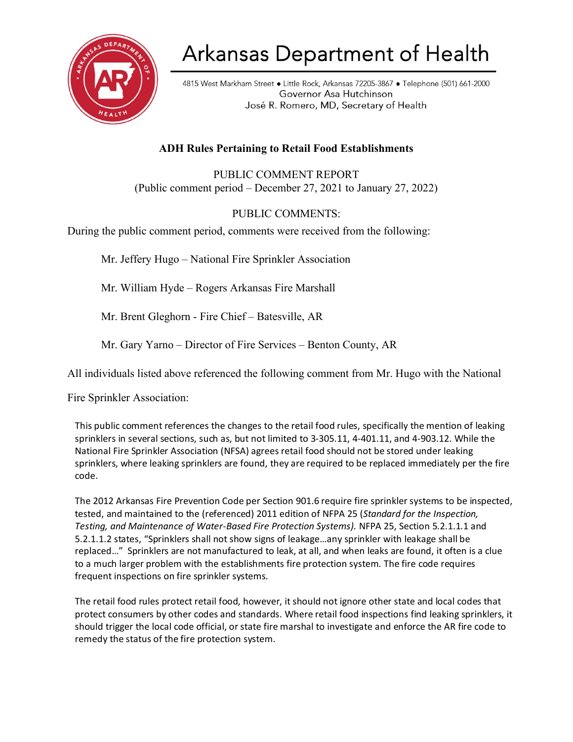# Arkansas Department of Health

4815 West Markham Street • Little Rock, Arkansas 72205-3867 • Telephone (501) 661-2000
Governor Asa Hutchinson
José R. Romero, MD, Secretary of Health

## ADH Rules Pertaining to Retail Food Establishments

PUBLIC COMMENT REPORT
(Public comment period – December 27, 2021 to January 27, 2022)

PUBLIC COMMENTS:

During the public comment period, comments were received from the following:

Mr. Jeffery Hugo – National Fire Sprinkler Association

Mr. William Hyde – Rogers Arkansas Fire Marshall

Mr. Brent Gleghorn - Fire Chief – Batesville, AR

Mr. Gary Yarno – Director of Fire Services – Benton County, AR

All individuals listed above referenced the following comment from Mr. Hugo with the National Fire Sprinkler Association:

> This public comment references the changes to the retail food rules, specifically the mention of leaking sprinklers in several sections, such as, but not limited to 3-305.11, 4-401.11, and 4-903.12. While the National Fire Sprinkler Association (NFSA) agrees retail food should not be stored under leaking sprinklers, where leaking sprinklers are found, they are required to be replaced immediately per the fire code.
>
> The 2012 Arkansas Fire Prevention Code per Section 901.6 require fire sprinkler systems to be inspected, tested, and maintained to the (referenced) 2011 edition of NFPA 25 (*Standard for the Inspection, Testing, and Maintenance of Water-Based Fire Protection Systems).* NFPA 25, Section 5.2.1.1.1 and 5.2.1.1.2 states, "Sprinklers shall not show signs of leakage…any sprinkler with leakage shall be replaced…" Sprinklers are not manufactured to leak, at all, and when leaks are found, it often is a clue to a much larger problem with the establishments fire protection system. The fire code requires frequent inspections on fire sprinkler systems.
>
> The retail food rules protect retail food, however, it should not ignore other state and local codes that protect consumers by other codes and standards. Where retail food inspections find leaking sprinklers, it should trigger the local code official, or state fire marshal to investigate and enforce the AR fire code to remedy the status of the fire protection system.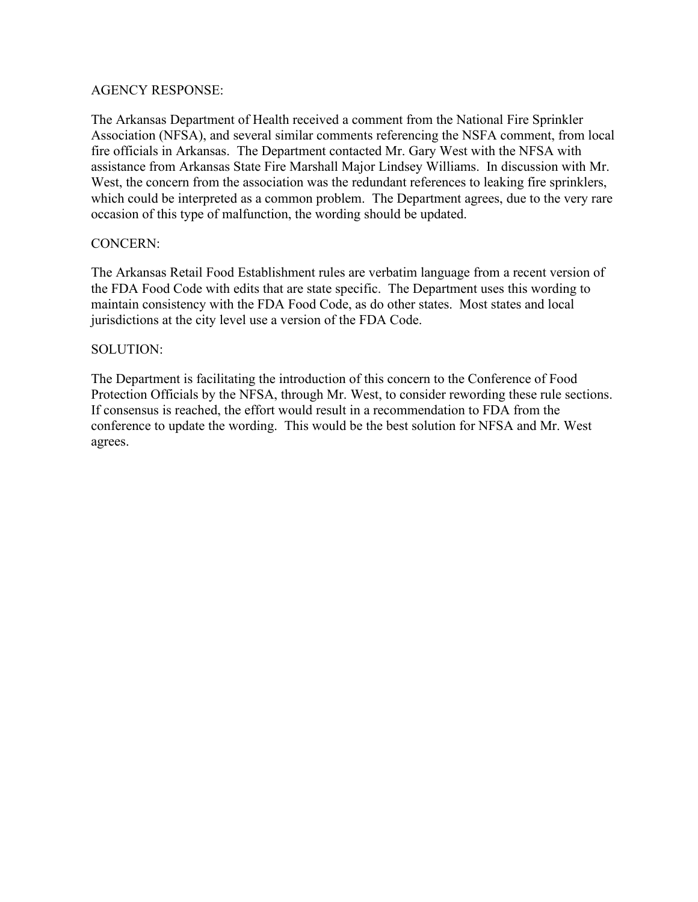AGENCY RESPONSE:

The Arkansas Department of Health received a comment from the National Fire Sprinkler Association (NFSA), and several similar comments referencing the NSFA comment, from local fire officials in Arkansas. The Department contacted Mr. Gary West with the NFSA with assistance from Arkansas State Fire Marshall Major Lindsey Williams. In discussion with Mr. West, the concern from the association was the redundant references to leaking fire sprinklers, which could be interpreted as a common problem. The Department agrees, due to the very rare occasion of this type of malfunction, the wording should be updated.

CONCERN:

The Arkansas Retail Food Establishment rules are verbatim language from a recent version of the FDA Food Code with edits that are state specific. The Department uses this wording to maintain consistency with the FDA Food Code, as do other states. Most states and local jurisdictions at the city level use a version of the FDA Code.

SOLUTION:

The Department is facilitating the introduction of this concern to the Conference of Food Protection Officials by the NFSA, through Mr. West, to consider rewording these rule sections. If consensus is reached, the effort would result in a recommendation to FDA from the conference to update the wording. This would be the best solution for NFSA and Mr. West agrees.